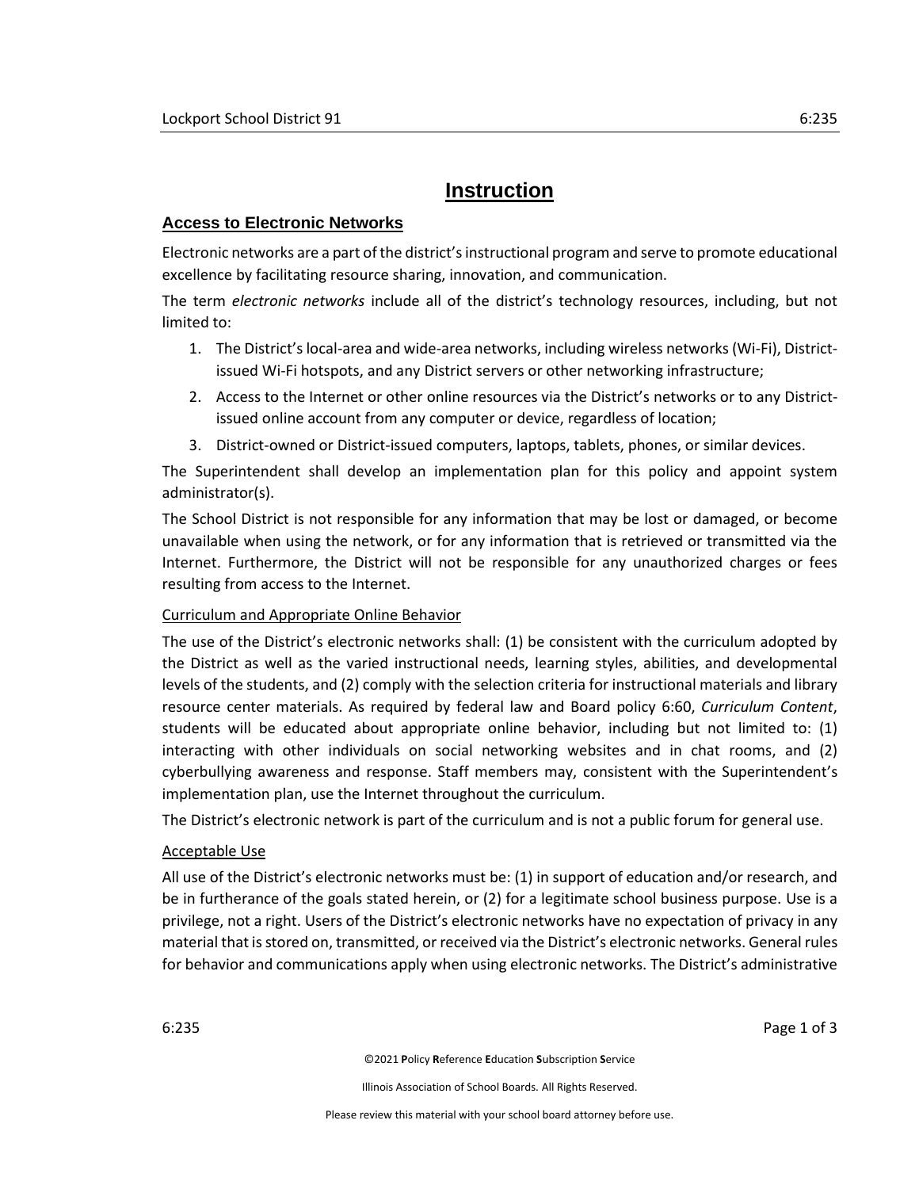# Instruction

## Access to Electronic Networks

Electronic networks are a part of the district's instructional program and serve to promote educational excellence by facilitating resource sharing, innovation, and communication.

The term *electronic networks* include all of the district's technology resources, including, but not limited to:

1. The District's local-area and wide-area networks, including wireless networks (Wi-Fi), District-issued Wi-Fi hotspots, and any District servers or other networking infrastructure;
2. Access to the Internet or other online resources via the District's networks or to any District-issued online account from any computer or device, regardless of location;
3. District-owned or District-issued computers, laptops, tablets, phones, or similar devices.

The Superintendent shall develop an implementation plan for this policy and appoint system administrator(s).

The School District is not responsible for any information that may be lost or damaged, or become unavailable when using the network, or for any information that is retrieved or transmitted via the Internet. Furthermore, the District will not be responsible for any unauthorized charges or fees resulting from access to the Internet.

### Curriculum and Appropriate Online Behavior

The use of the District's electronic networks shall: (1) be consistent with the curriculum adopted by the District as well as the varied instructional needs, learning styles, abilities, and developmental levels of the students, and (2) comply with the selection criteria for instructional materials and library resource center materials. As required by federal law and Board policy 6:60, *Curriculum Content*, students will be educated about appropriate online behavior, including but not limited to: (1) interacting with other individuals on social networking websites and in chat rooms, and (2) cyberbullying awareness and response. Staff members may, consistent with the Superintendent's implementation plan, use the Internet throughout the curriculum.

The District's electronic network is part of the curriculum and is not a public forum for general use.

### Acceptable Use

All use of the District's electronic networks must be: (1) in support of education and/or research, and be in furtherance of the goals stated herein, or (2) for a legitimate school business purpose. Use is a privilege, not a right. Users of the District's electronic networks have no expectation of privacy in any material that is stored on, transmitted, or received via the District's electronic networks. General rules for behavior and communications apply when using electronic networks. The District's administrative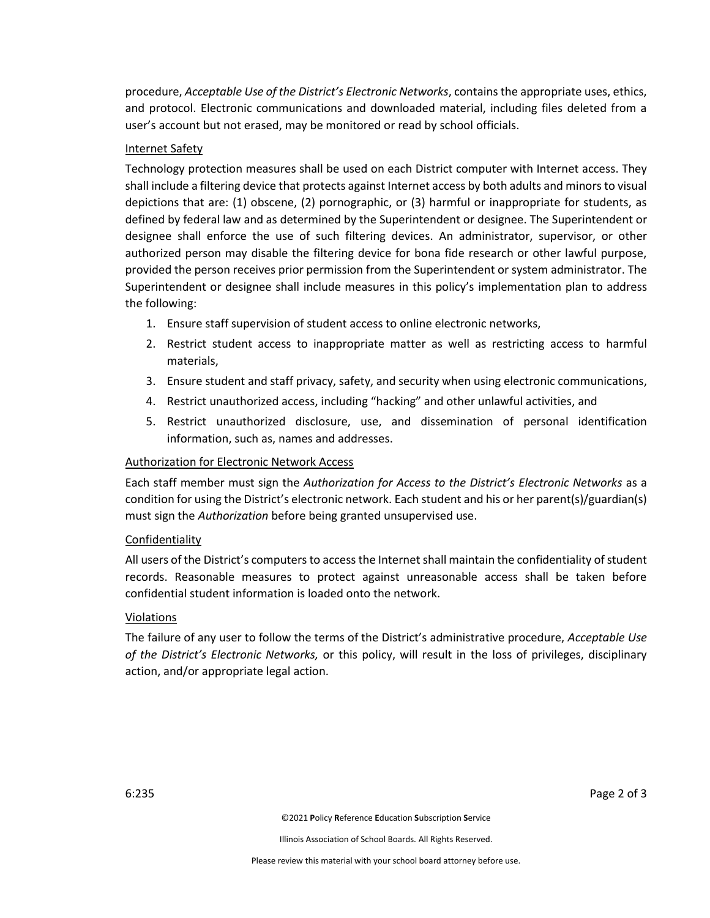procedure, *Acceptable Use of the District's Electronic Networks*, contains the appropriate uses, ethics, and protocol. Electronic communications and downloaded material, including files deleted from a user's account but not erased, may be monitored or read by school officials.

## Internet Safety

Technology protection measures shall be used on each District computer with Internet access. They shall include a filtering device that protects against Internet access by both adults and minors to visual depictions that are: (1) obscene, (2) pornographic, or (3) harmful or inappropriate for students, as defined by federal law and as determined by the Superintendent or designee. The Superintendent or designee shall enforce the use of such filtering devices. An administrator, supervisor, or other authorized person may disable the filtering device for bona fide research or other lawful purpose, provided the person receives prior permission from the Superintendent or system administrator. The Superintendent or designee shall include measures in this policy's implementation plan to address the following:

1. Ensure staff supervision of student access to online electronic networks,
2. Restrict student access to inappropriate matter as well as restricting access to harmful materials,
3. Ensure student and staff privacy, safety, and security when using electronic communications,
4. Restrict unauthorized access, including "hacking" and other unlawful activities, and
5. Restrict unauthorized disclosure, use, and dissemination of personal identification information, such as, names and addresses.

## Authorization for Electronic Network Access

Each staff member must sign the *Authorization for Access to the District's Electronic Networks* as a condition for using the District's electronic network. Each student and his or her parent(s)/guardian(s) must sign the *Authorization* before being granted unsupervised use.

## Confidentiality

All users of the District's computers to access the Internet shall maintain the confidentiality of student records. Reasonable measures to protect against unreasonable access shall be taken before confidential student information is loaded onto the network.

## Violations

The failure of any user to follow the terms of the District's administrative procedure, *Acceptable Use of the District's Electronic Networks,* or this policy, will result in the loss of privileges, disciplinary action, and/or appropriate legal action.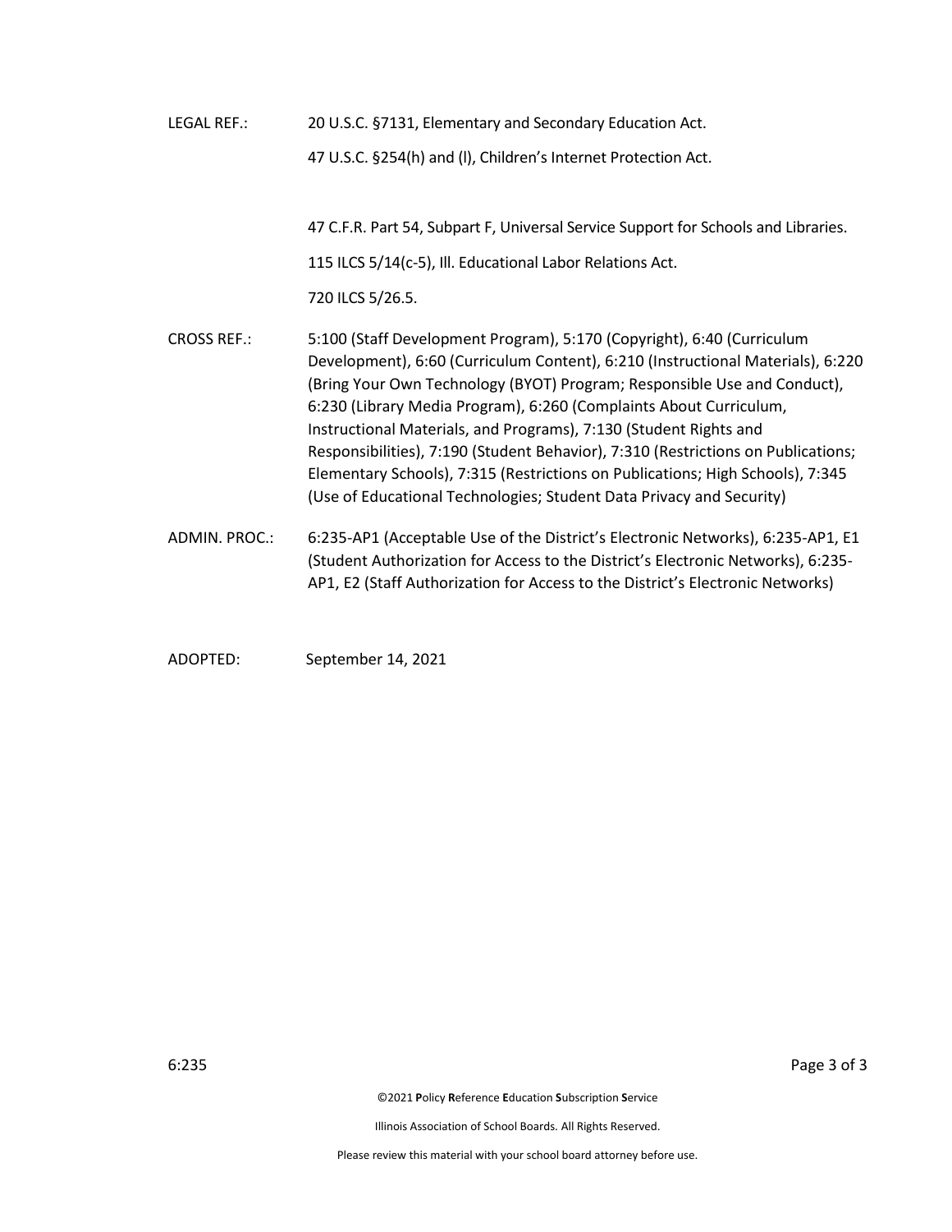LEGAL REF.: 20 U.S.C. §7131, Elementary and Secondary Education Act.

47 U.S.C. §254(h) and (l), Children's Internet Protection Act.

47 C.F.R. Part 54, Subpart F, Universal Service Support for Schools and Libraries.

115 ILCS 5/14(c-5), Ill. Educational Labor Relations Act.

720 ILCS 5/26.5.

CROSS REF.: 5:100 (Staff Development Program), 5:170 (Copyright), 6:40 (Curriculum Development), 6:60 (Curriculum Content), 6:210 (Instructional Materials), 6:220 (Bring Your Own Technology (BYOT) Program; Responsible Use and Conduct), 6:230 (Library Media Program), 6:260 (Complaints About Curriculum, Instructional Materials, and Programs), 7:130 (Student Rights and Responsibilities), 7:190 (Student Behavior), 7:310 (Restrictions on Publications; Elementary Schools), 7:315 (Restrictions on Publications; High Schools), 7:345 (Use of Educational Technologies; Student Data Privacy and Security)

ADMIN. PROC.: 6:235-AP1 (Acceptable Use of the District's Electronic Networks), 6:235-AP1, E1 (Student Authorization for Access to the District's Electronic Networks), 6:235-AP1, E2 (Staff Authorization for Access to the District's Electronic Networks)

ADOPTED: September 14, 2021

©2021 **P**olicy **R**eference **E**ducation **S**ubscription **S**ervice

Illinois Association of School Boards. All Rights Reserved.

Please review this material with your school board attorney before use.